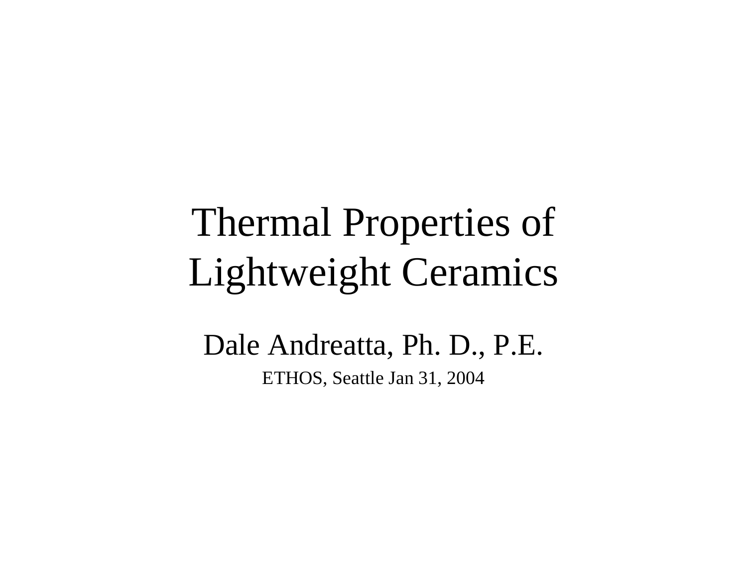# Thermal Properties of Lightweight Ceramics

Dale Andreatta, Ph. D., P.E.

ETHOS, Seattle Jan 31, 2004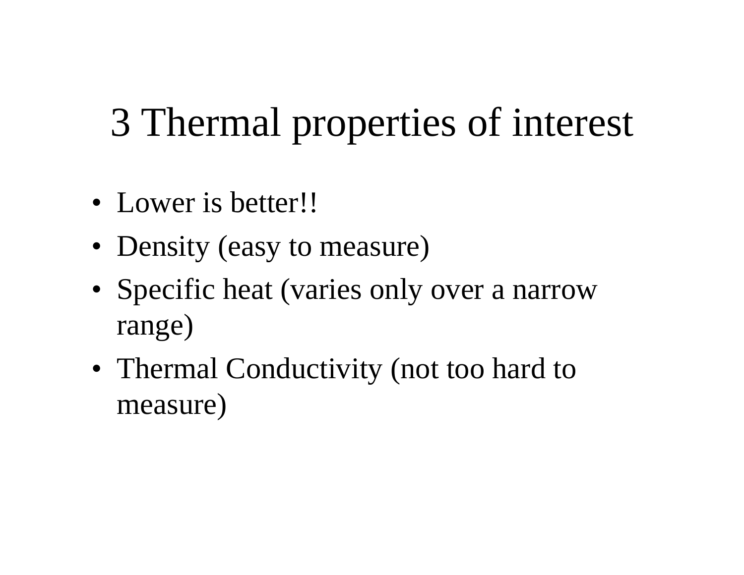# 3 Thermal properties of interest

- Lower is better!!
- Density (easy to measure)
- Specific heat (varies only over a narrow range)
- Thermal Conductivity (not too hard to measure)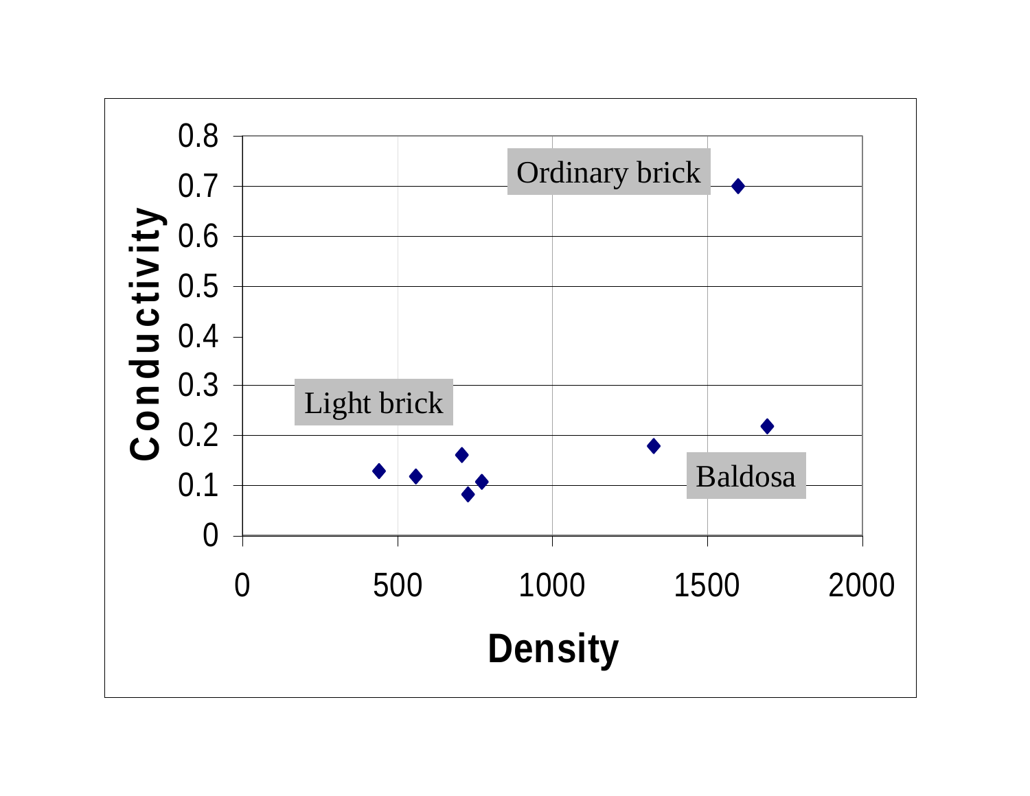Ordinary brick

Light brick

Baldosa

Conductivity

Density

0.8, 0.7, 0.6, 0.5, 0.4, 0.3, 0.2, 0.1, 0

0, 500, 1000, 1500, 2000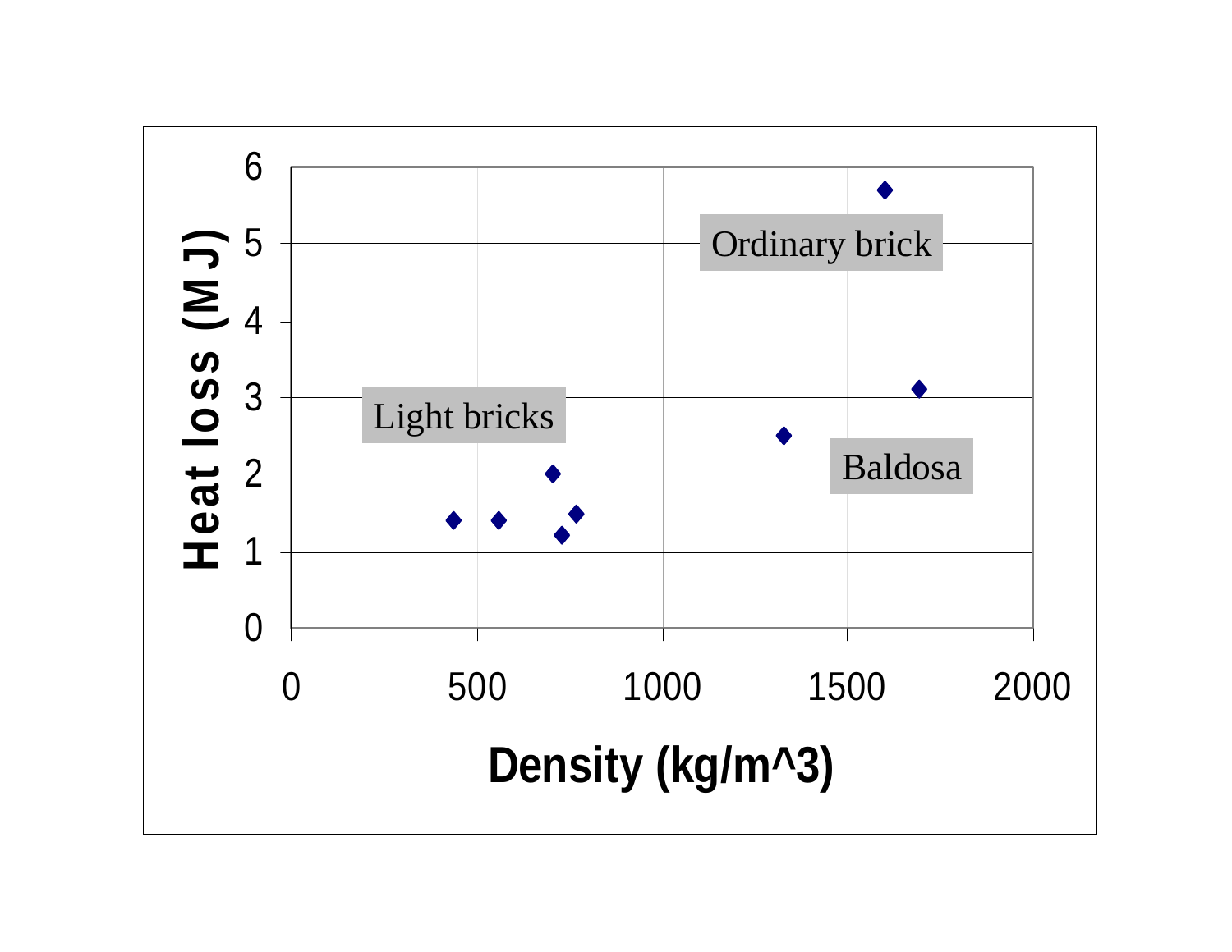Heat loss (MJ)

Ordinary brick

Light bricks

Baldosa

Density (kg/m^3)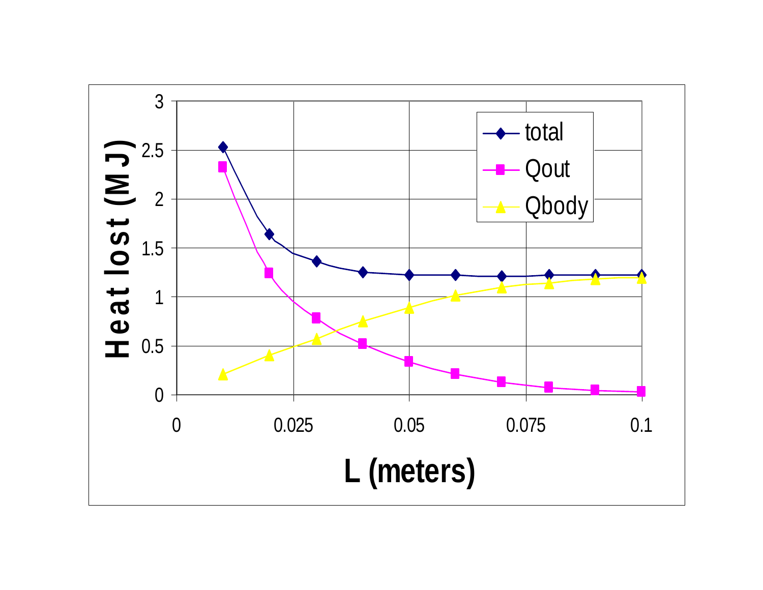Heat lost (MJ)

3
2.5
2
1.5
1
0.5
0

0 0.025 0.05 0.075 0.1

L (meters)

- total
- Qout
- Qbody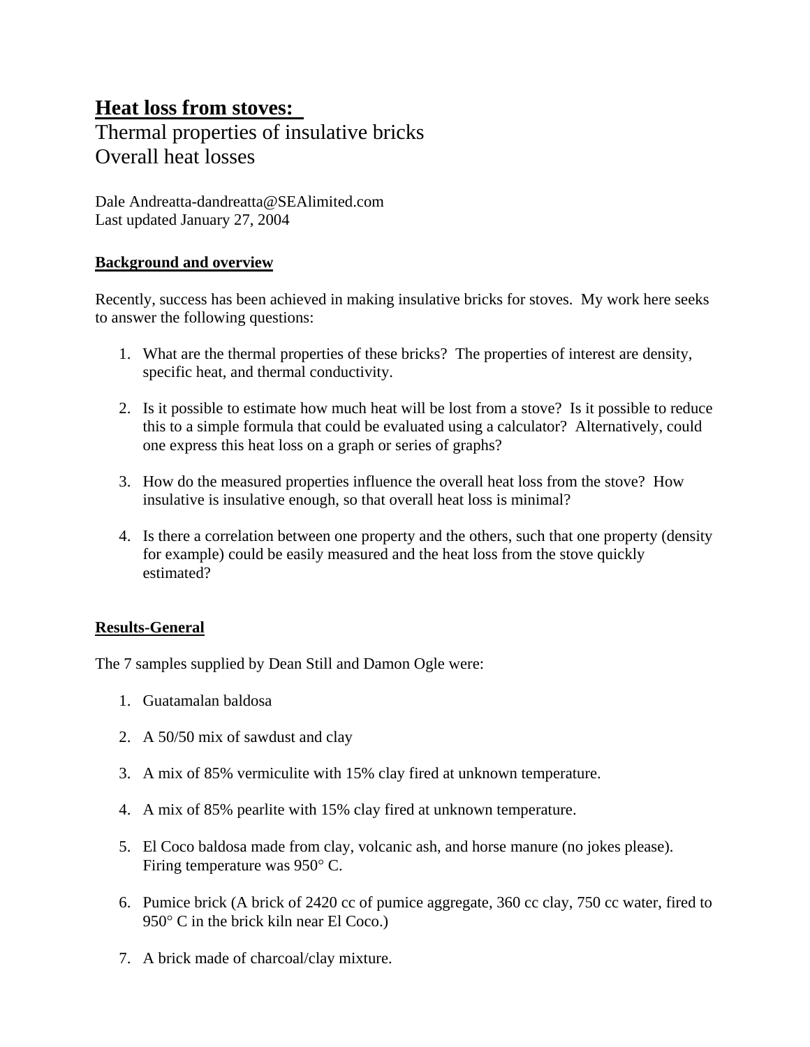# Heat loss from stoves:

Thermal properties of insulative bricks
Overall heat losses

Dale Andreatta-dandreatta@SEAlimited.com
Last updated January 27, 2004

## Background and overview

Recently, success has been achieved in making insulative bricks for stoves. My work here seeks to answer the following questions:

1. What are the thermal properties of these bricks? The properties of interest are density, specific heat, and thermal conductivity.

2. Is it possible to estimate how much heat will be lost from a stove? Is it possible to reduce this to a simple formula that could be evaluated using a calculator? Alternatively, could one express this heat loss on a graph or series of graphs?

3. How do the measured properties influence the overall heat loss from the stove? How insulative is insulative enough, so that overall heat loss is minimal?

4. Is there a correlation between one property and the others, such that one property (density for example) could be easily measured and the heat loss from the stove quickly estimated?

## Results-General

The 7 samples supplied by Dean Still and Damon Ogle were:

1. Guatamalan baldosa

2. A 50/50 mix of sawdust and clay

3. A mix of 85% vermiculite with 15% clay fired at unknown temperature.

4. A mix of 85% pearlite with 15% clay fired at unknown temperature.

5. El Coco baldosa made from clay, volcanic ash, and horse manure (no jokes please). Firing temperature was 950° C.

6. Pumice brick (A brick of 2420 cc of pumice aggregate, 360 cc clay, 750 cc water, fired to 950° C in the brick kiln near El Coco.)

7. A brick made of charcoal/clay mixture.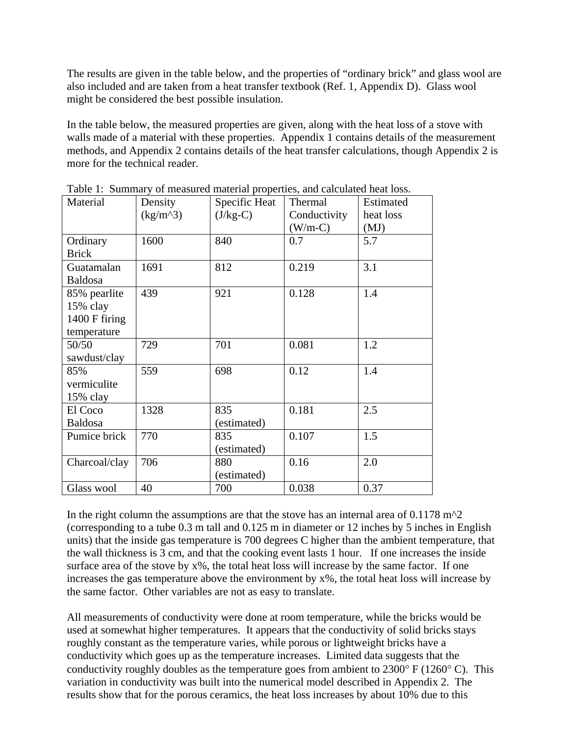The results are given in the table below, and the properties of "ordinary brick" and glass wool are also included and are taken from a heat transfer textbook (Ref. 1, Appendix D). Glass wool might be considered the best possible insulation.

In the table below, the measured properties are given, along with the heat loss of a stove with walls made of a material with these properties. Appendix 1 contains details of the measurement methods, and Appendix 2 contains details of the heat transfer calculations, though Appendix 2 is more for the technical reader.

Table 1: Summary of measured material properties, and calculated heat loss.

| Material | Density (kg/m^3) | Specific Heat (J/kg-C) | Thermal Conductivity (W/m-C) | Estimated heat loss (MJ) |
|---|---|---|---|---|
| Ordinary Brick | 1600 | 840 | 0.7 | 5.7 |
| Guatamalan Baldosa | 1691 | 812 | 0.219 | 3.1 |
| 85% pearlite 15% clay 1400 F firing temperature | 439 | 921 | 0.128 | 1.4 |
| 50/50 sawdust/clay | 729 | 701 | 0.081 | 1.2 |
| 85% vermiculite 15% clay | 559 | 698 | 0.12 | 1.4 |
| El Coco Baldosa | 1328 | 835 (estimated) | 0.181 | 2.5 |
| Pumice brick | 770 | 835 (estimated) | 0.107 | 1.5 |
| Charcoal/clay | 706 | 880 (estimated) | 0.16 | 2.0 |
| Glass wool | 40 | 700 | 0.038 | 0.37 |

In the right column the assumptions are that the stove has an internal area of 0.1178 m^2 (corresponding to a tube 0.3 m tall and 0.125 m in diameter or 12 inches by 5 inches in English units) that the inside gas temperature is 700 degrees C higher than the ambient temperature, that the wall thickness is 3 cm, and that the cooking event lasts 1 hour. If one increases the inside surface area of the stove by x%, the total heat loss will increase by the same factor. If one increases the gas temperature above the environment by x%, the total heat loss will increase by the same factor. Other variables are not as easy to translate.

All measurements of conductivity were done at room temperature, while the bricks would be used at somewhat higher temperatures. It appears that the conductivity of solid bricks stays roughly constant as the temperature varies, while porous or lightweight bricks have a conductivity which goes up as the temperature increases. Limited data suggests that the conductivity roughly doubles as the temperature goes from ambient to 2300° F (1260° C). This variation in conductivity was built into the numerical model described in Appendix 2. The results show that for the porous ceramics, the heat loss increases by about 10% due to this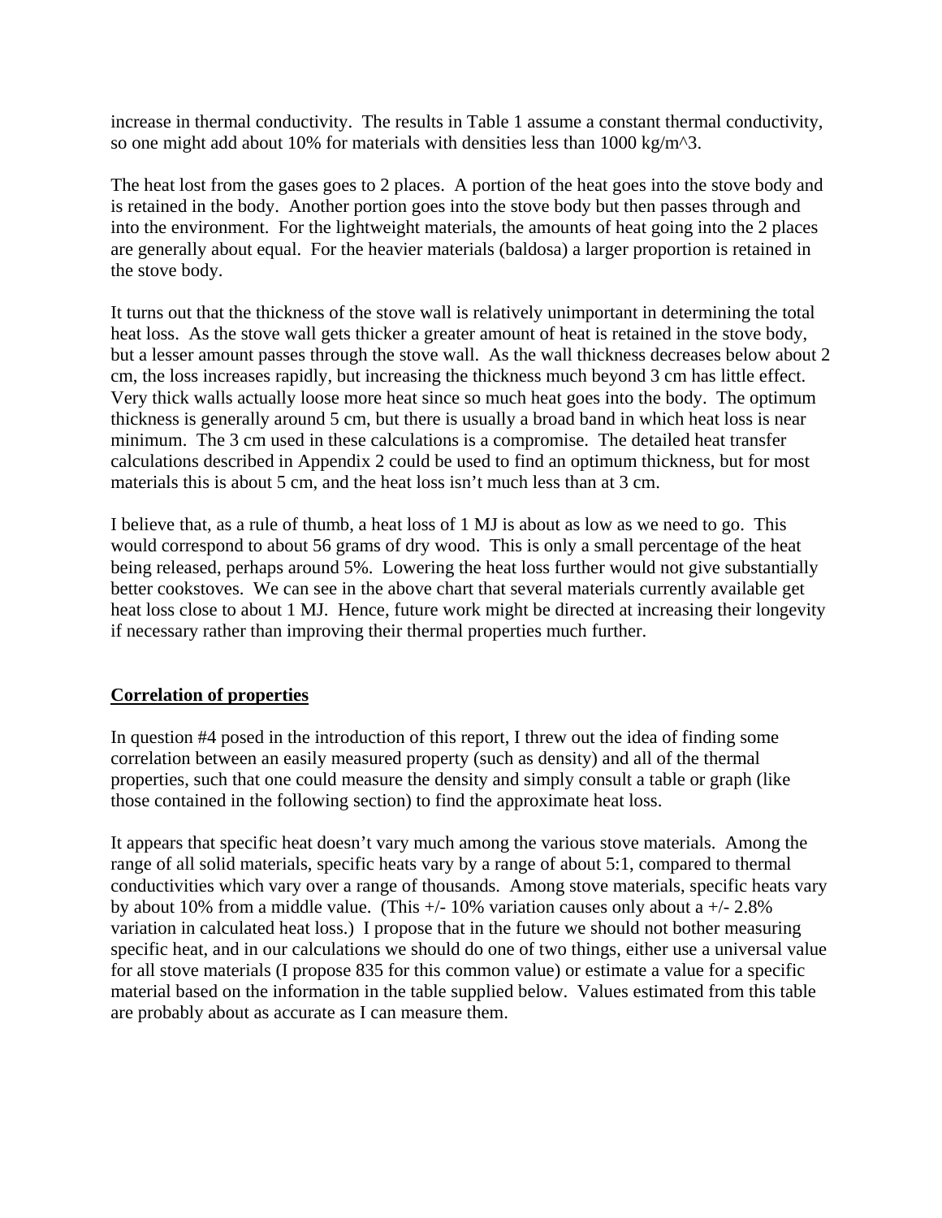increase in thermal conductivity. The results in Table 1 assume a constant thermal conductivity, so one might add about 10% for materials with densities less than 1000 kg/m^3.

The heat lost from the gases goes to 2 places. A portion of the heat goes into the stove body and is retained in the body. Another portion goes into the stove body but then passes through and into the environment. For the lightweight materials, the amounts of heat going into the 2 places are generally about equal. For the heavier materials (baldosa) a larger proportion is retained in the stove body.

It turns out that the thickness of the stove wall is relatively unimportant in determining the total heat loss. As the stove wall gets thicker a greater amount of heat is retained in the stove body, but a lesser amount passes through the stove wall. As the wall thickness decreases below about 2 cm, the loss increases rapidly, but increasing the thickness much beyond 3 cm has little effect. Very thick walls actually loose more heat since so much heat goes into the body. The optimum thickness is generally around 5 cm, but there is usually a broad band in which heat loss is near minimum. The 3 cm used in these calculations is a compromise. The detailed heat transfer calculations described in Appendix 2 could be used to find an optimum thickness, but for most materials this is about 5 cm, and the heat loss isn't much less than at 3 cm.

I believe that, as a rule of thumb, a heat loss of 1 MJ is about as low as we need to go. This would correspond to about 56 grams of dry wood. This is only a small percentage of the heat being released, perhaps around 5%. Lowering the heat loss further would not give substantially better cookstoves. We can see in the above chart that several materials currently available get heat loss close to about 1 MJ. Hence, future work might be directed at increasing their longevity if necessary rather than improving their thermal properties much further.

## Correlation of properties

In question #4 posed in the introduction of this report, I threw out the idea of finding some correlation between an easily measured property (such as density) and all of the thermal properties, such that one could measure the density and simply consult a table or graph (like those contained in the following section) to find the approximate heat loss.

It appears that specific heat doesn't vary much among the various stove materials. Among the range of all solid materials, specific heats vary by a range of about 5:1, compared to thermal conductivities which vary over a range of thousands. Among stove materials, specific heats vary by about 10% from a middle value. (This +/- 10% variation causes only about a +/- 2.8% variation in calculated heat loss.) I propose that in the future we should not bother measuring specific heat, and in our calculations we should do one of two things, either use a universal value for all stove materials (I propose 835 for this common value) or estimate a value for a specific material based on the information in the table supplied below. Values estimated from this table are probably about as accurate as I can measure them.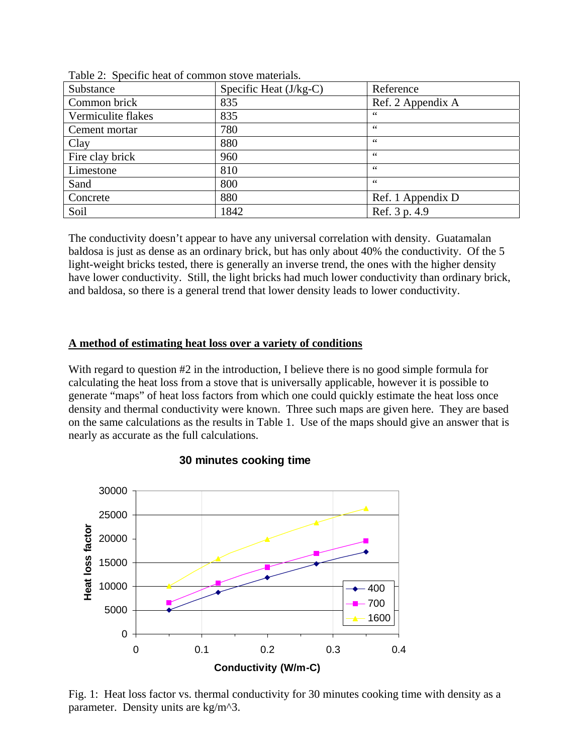Table 2: Specific heat of common stove materials.

| Substance | Specific Heat (J/kg-C) | Reference |
|---|---|---|
| Common brick | 835 | Ref. 2 Appendix A |
| Vermiculite flakes | 835 | " |
| Cement mortar | 780 | " |
| Clay | 880 | " |
| Fire clay brick | 960 | " |
| Limestone | 810 | " |
| Sand | 800 | " |
| Concrete | 880 | Ref. 1 Appendix D |
| Soil | 1842 | Ref. 3 p. 4.9 |

The conductivity doesn't appear to have any universal correlation with density. Guatamalan baldosa is just as dense as an ordinary brick, but has only about 40% the conductivity. Of the 5 light-weight bricks tested, there is generally an inverse trend, the ones with the higher density have lower conductivity. Still, the light bricks had much lower conductivity than ordinary brick, and baldosa, so there is a general trend that lower density leads to lower conductivity.

## A method of estimating heat loss over a variety of conditions

With regard to question #2 in the introduction, I believe there is no good simple formula for calculating the heat loss from a stove that is universally applicable, however it is possible to generate "maps" of heat loss factors from which one could quickly estimate the heat loss once density and thermal conductivity were known. Three such maps are given here. They are based on the same calculations as the results in Table 1. Use of the maps should give an answer that is nearly as accurate as the full calculations.

**30 minutes cooking time**

| Conductivity (W/m-C) | 400 | 700 | 1600 |
|---|---|---|---|
| 0.05 | 5000 | 6600 | 10000 |
| 0.125 | 8700 | 10600 | 15800 |
| 0.2 | 11800 | 14000 | 19900 |
| 0.275 | 14700 | 16900 | 23300 |
| 0.35 | 17200 | 19500 | 26300 |

Fig. 1: Heat loss factor vs. thermal conductivity for 30 minutes cooking time with density as a parameter. Density units are kg/m^3.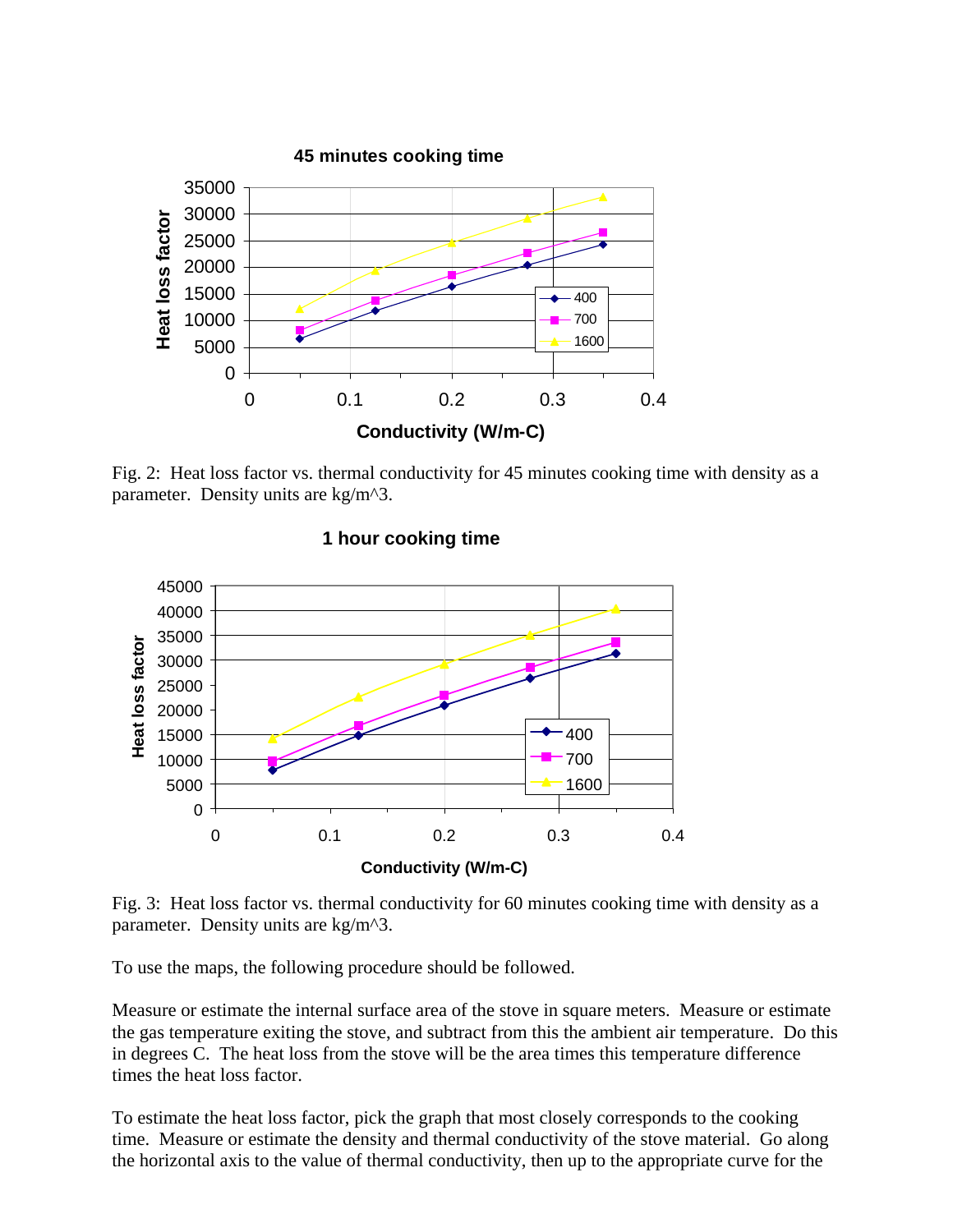Fig. 2: Heat loss factor vs. thermal conductivity for 45 minutes cooking time with density as a parameter. Density units are kg/m^3.

Fig. 3: Heat loss factor vs. thermal conductivity for 60 minutes cooking time with density as a parameter. Density units are kg/m^3.

To use the maps, the following procedure should be followed.

Measure or estimate the internal surface area of the stove in square meters. Measure or estimate the gas temperature exiting the stove, and subtract from this the ambient air temperature. Do this in degrees C. The heat loss from the stove will be the area times this temperature difference times the heat loss factor.

To estimate the heat loss factor, pick the graph that most closely corresponds to the cooking time. Measure or estimate the density and thermal conductivity of the stove material. Go along the horizontal axis to the value of thermal conductivity, then up to the appropriate curve for the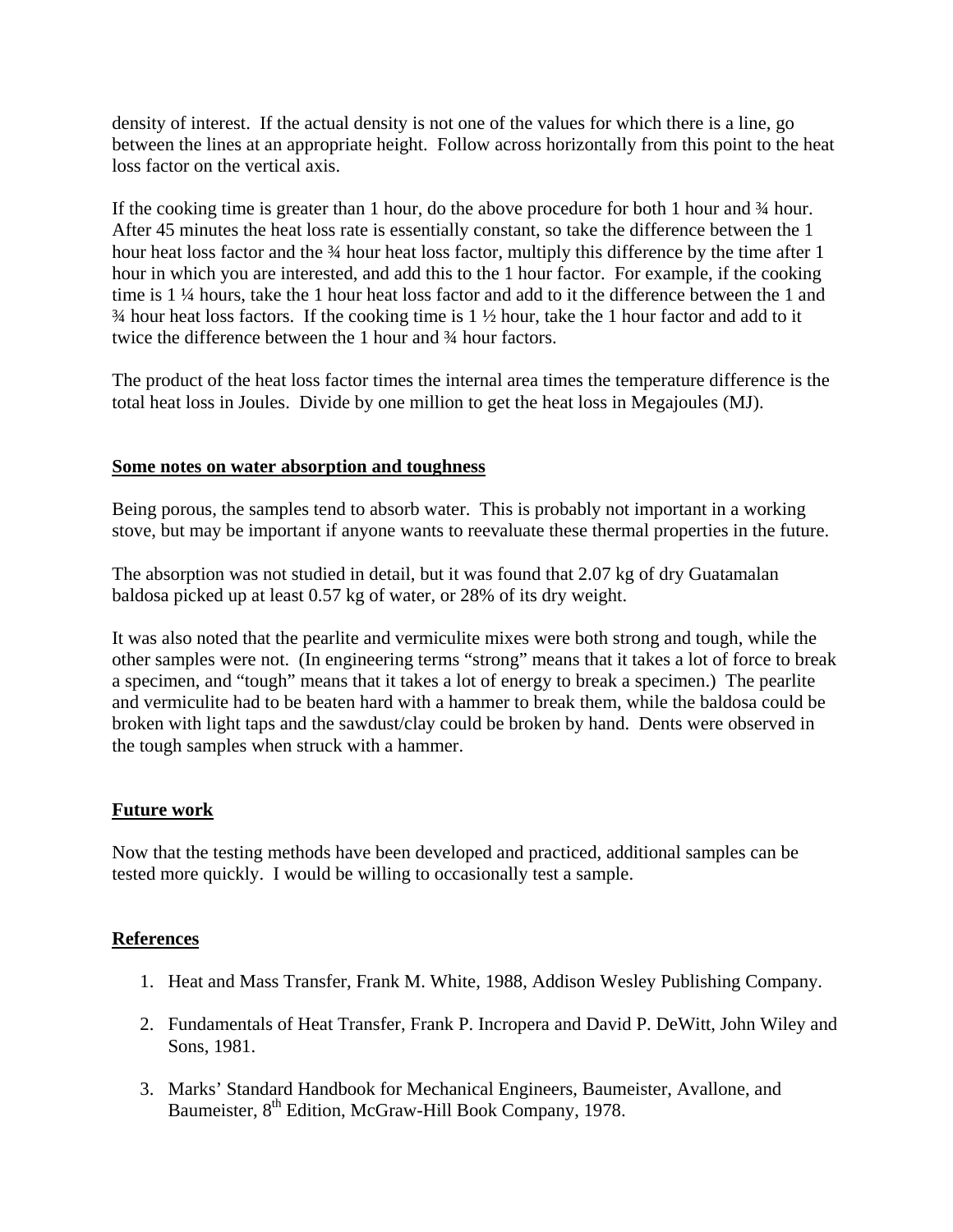density of interest. If the actual density is not one of the values for which there is a line, go between the lines at an appropriate height. Follow across horizontally from this point to the heat loss factor on the vertical axis.

If the cooking time is greater than 1 hour, do the above procedure for both 1 hour and ¾ hour. After 45 minutes the heat loss rate is essentially constant, so take the difference between the 1 hour heat loss factor and the ¾ hour heat loss factor, multiply this difference by the time after 1 hour in which you are interested, and add this to the 1 hour factor. For example, if the cooking time is 1 ¼ hours, take the 1 hour heat loss factor and add to it the difference between the 1 and ¾ hour heat loss factors. If the cooking time is 1 ½ hour, take the 1 hour factor and add to it twice the difference between the 1 hour and ¾ hour factors.

The product of the heat loss factor times the internal area times the temperature difference is the total heat loss in Joules. Divide by one million to get the heat loss in Megajoules (MJ).

## Some notes on water absorption and toughness

Being porous, the samples tend to absorb water. This is probably not important in a working stove, but may be important if anyone wants to reevaluate these thermal properties in the future.

The absorption was not studied in detail, but it was found that 2.07 kg of dry Guatamalan baldosa picked up at least 0.57 kg of water, or 28% of its dry weight.

It was also noted that the pearlite and vermiculite mixes were both strong and tough, while the other samples were not. (In engineering terms "strong" means that it takes a lot of force to break a specimen, and "tough" means that it takes a lot of energy to break a specimen.) The pearlite and vermiculite had to be beaten hard with a hammer to break them, while the baldosa could be broken with light taps and the sawdust/clay could be broken by hand. Dents were observed in the tough samples when struck with a hammer.

## Future work

Now that the testing methods have been developed and practiced, additional samples can be tested more quickly. I would be willing to occasionally test a sample.

## References

1. Heat and Mass Transfer, Frank M. White, 1988, Addison Wesley Publishing Company.
2. Fundamentals of Heat Transfer, Frank P. Incropera and David P. DeWitt, John Wiley and Sons, 1981.
3. Marks' Standard Handbook for Mechanical Engineers, Baumeister, Avallone, and Baumeister, 8th Edition, McGraw-Hill Book Company, 1978.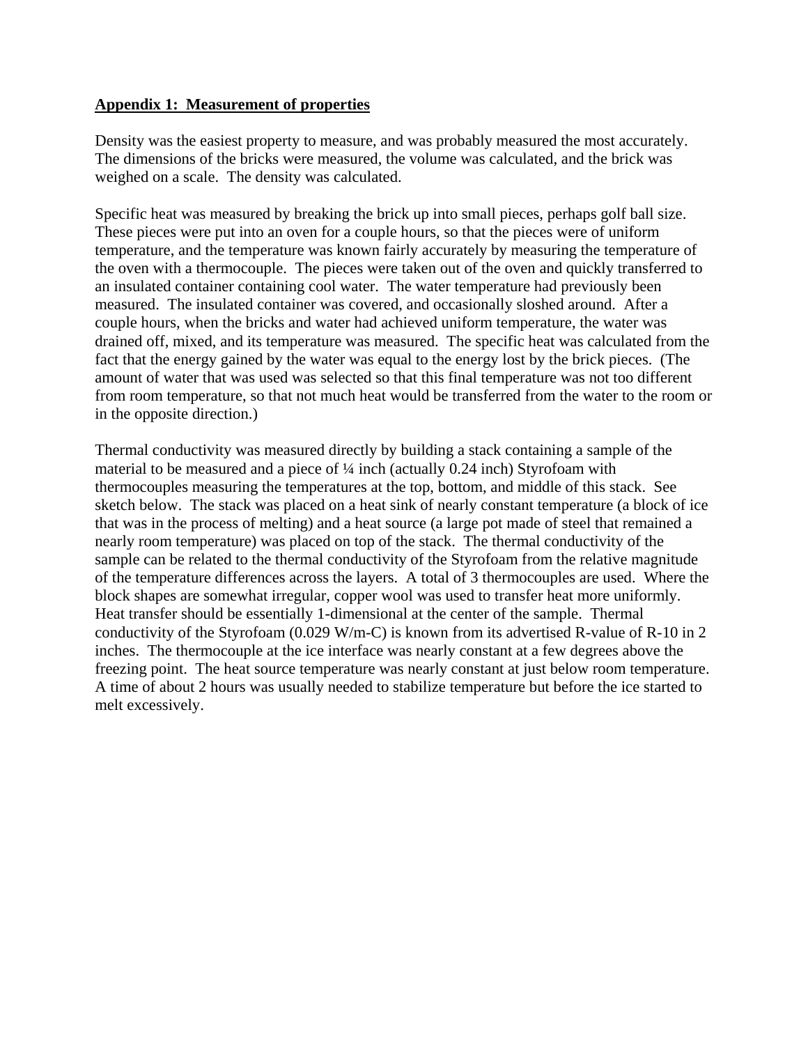**<u>Appendix 1: Measurement of properties</u>**

Density was the easiest property to measure, and was probably measured the most accurately. The dimensions of the bricks were measured, the volume was calculated, and the brick was weighed on a scale. The density was calculated.

Specific heat was measured by breaking the brick up into small pieces, perhaps golf ball size. These pieces were put into an oven for a couple hours, so that the pieces were of uniform temperature, and the temperature was known fairly accurately by measuring the temperature of the oven with a thermocouple. The pieces were taken out of the oven and quickly transferred to an insulated container containing cool water. The water temperature had previously been measured. The insulated container was covered, and occasionally sloshed around. After a couple hours, when the bricks and water had achieved uniform temperature, the water was drained off, mixed, and its temperature was measured. The specific heat was calculated from the fact that the energy gained by the water was equal to the energy lost by the brick pieces. (The amount of water that was used was selected so that this final temperature was not too different from room temperature, so that not much heat would be transferred from the water to the room or in the opposite direction.)

Thermal conductivity was measured directly by building a stack containing a sample of the material to be measured and a piece of ¼ inch (actually 0.24 inch) Styrofoam with thermocouples measuring the temperatures at the top, bottom, and middle of this stack. See sketch below. The stack was placed on a heat sink of nearly constant temperature (a block of ice that was in the process of melting) and a heat source (a large pot made of steel that remained a nearly room temperature) was placed on top of the stack. The thermal conductivity of the sample can be related to the thermal conductivity of the Styrofoam from the relative magnitude of the temperature differences across the layers. A total of 3 thermocouples are used. Where the block shapes are somewhat irregular, copper wool was used to transfer heat more uniformly. Heat transfer should be essentially 1-dimensional at the center of the sample. Thermal conductivity of the Styrofoam (0.029 W/m-C) is known from its advertised R-value of R-10 in 2 inches. The thermocouple at the ice interface was nearly constant at a few degrees above the freezing point. The heat source temperature was nearly constant at just below room temperature. A time of about 2 hours was usually needed to stabilize temperature but before the ice started to melt excessively.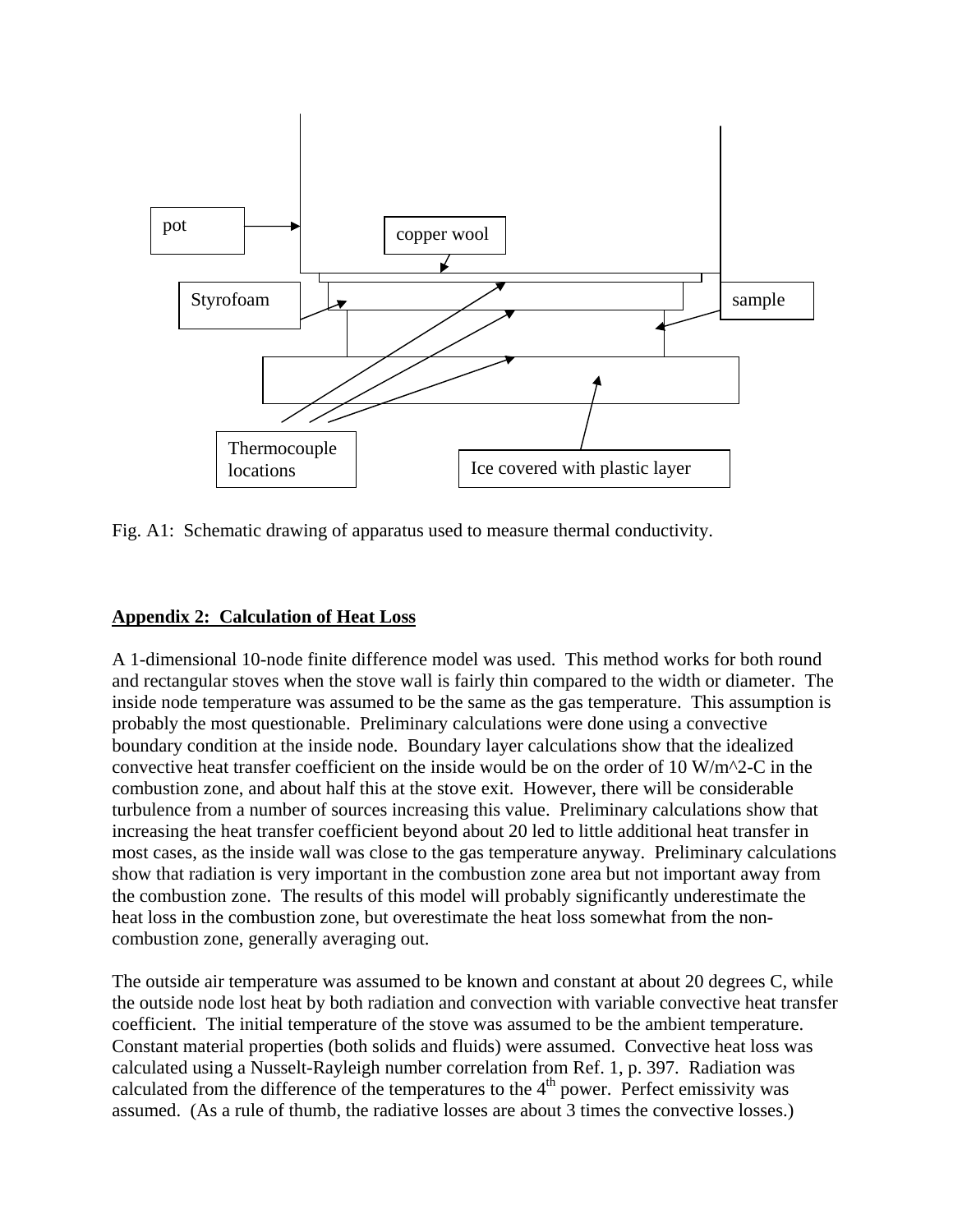Fig. A1: Schematic drawing of apparatus used to measure thermal conductivity.

## Appendix 2: Calculation of Heat Loss

A 1-dimensional 10-node finite difference model was used. This method works for both round and rectangular stoves when the stove wall is fairly thin compared to the width or diameter. The inside node temperature was assumed to be the same as the gas temperature. This assumption is probably the most questionable. Preliminary calculations were done using a convective boundary condition at the inside node. Boundary layer calculations show that the idealized convective heat transfer coefficient on the inside would be on the order of 10 W/m^2-C in the combustion zone, and about half this at the stove exit. However, there will be considerable turbulence from a number of sources increasing this value. Preliminary calculations show that increasing the heat transfer coefficient beyond about 20 led to little additional heat transfer in most cases, as the inside wall was close to the gas temperature anyway. Preliminary calculations show that radiation is very important in the combustion zone area but not important away from the combustion zone. The results of this model will probably significantly underestimate the heat loss in the combustion zone, but overestimate the heat loss somewhat from the non-combustion zone, generally averaging out.

The outside air temperature was assumed to be known and constant at about 20 degrees C, while the outside node lost heat by both radiation and convection with variable convective heat transfer coefficient. The initial temperature of the stove was assumed to be the ambient temperature. Constant material properties (both solids and fluids) were assumed. Convective heat loss was calculated using a Nusselt-Rayleigh number correlation from Ref. 1, p. 397. Radiation was calculated from the difference of the temperatures to the $4^{th}$ power. Perfect emissivity was assumed. (As a rule of thumb, the radiative losses are about 3 times the convective losses.)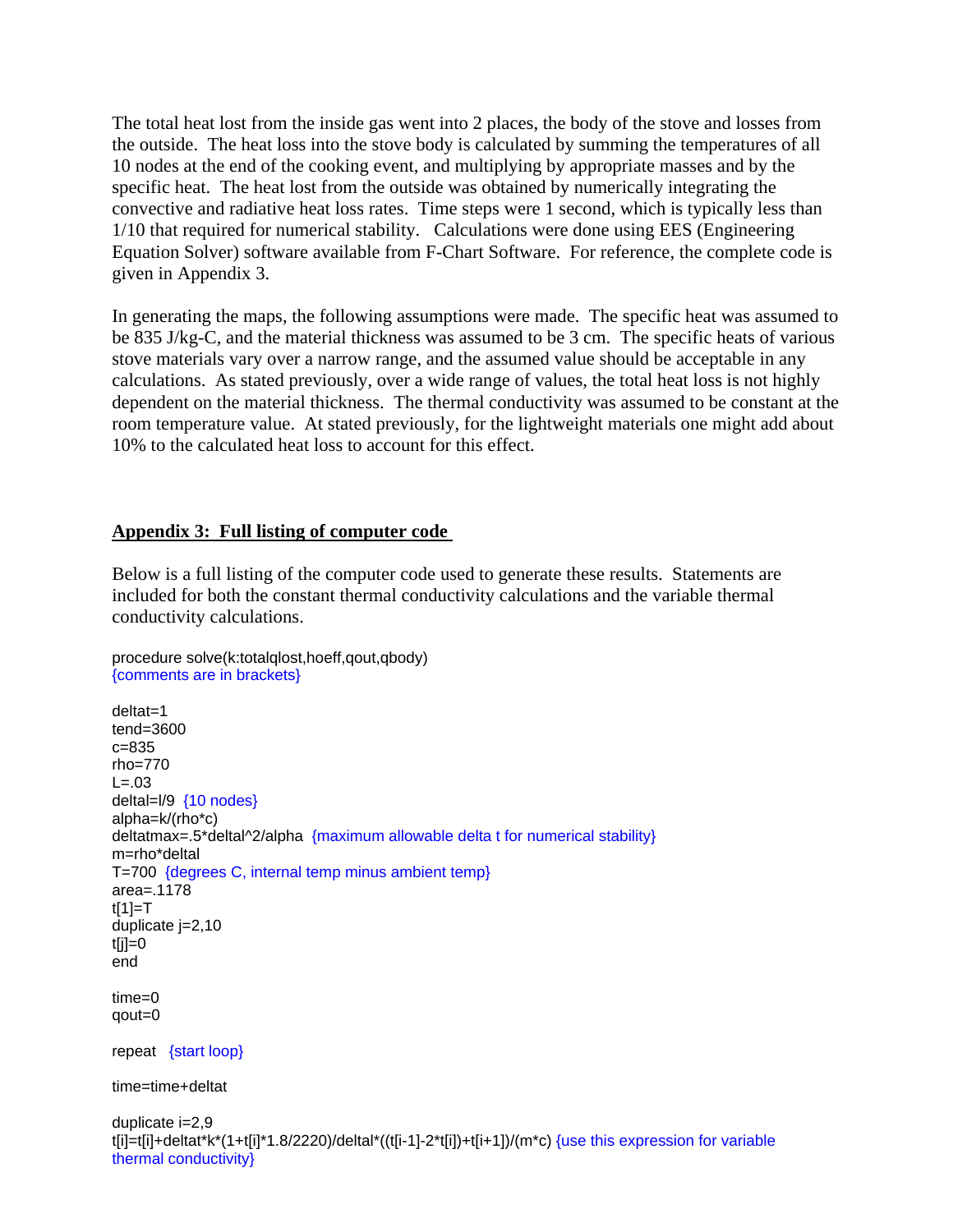The total heat lost from the inside gas went into 2 places, the body of the stove and losses from the outside. The heat loss into the stove body is calculated by summing the temperatures of all 10 nodes at the end of the cooking event, and multiplying by appropriate masses and by the specific heat. The heat lost from the outside was obtained by numerically integrating the convective and radiative heat loss rates. Time steps were 1 second, which is typically less than 1/10 that required for numerical stability. Calculations were done using EES (Engineering Equation Solver) software available from F-Chart Software. For reference, the complete code is given in Appendix 3.

In generating the maps, the following assumptions were made. The specific heat was assumed to be 835 J/kg-C, and the material thickness was assumed to be 3 cm. The specific heats of various stove materials vary over a narrow range, and the assumed value should be acceptable in any calculations. As stated previously, over a wide range of values, the total heat loss is not highly dependent on the material thickness. The thermal conductivity was assumed to be constant at the room temperature value. At stated previously, for the lightweight materials one might add about 10% to the calculated heat loss to account for this effect.

## Appendix 3: Full listing of computer code

Below is a full listing of the computer code used to generate these results. Statements are included for both the constant thermal conductivity calculations and the variable thermal conductivity calculations.

```
procedure solve(k:totalqlost,hoeff,qout,qbody)
{comments are in brackets}

deltat=1
tend=3600
c=835
rho=770
L=.03
deltal=l/9  {10 nodes}
alpha=k/(rho*c)
deltatmax=.5*deltal^2/alpha  {maximum allowable delta t for numerical stability}
m=rho*deltal
T=700  {degrees C, internal temp minus ambient temp}
area=.1178
t[1]=T
duplicate j=2,10
t[j]=0
end

time=0
qout=0

repeat   {start loop}

time=time+deltat

duplicate i=2,9
t[i]=t[i]+deltat*k*(1+t[i]*1.8/2220)/deltal*((t[i-1]-2*t[i])+t[i+1])/(m*c) {use this expression for variable thermal conductivity}
```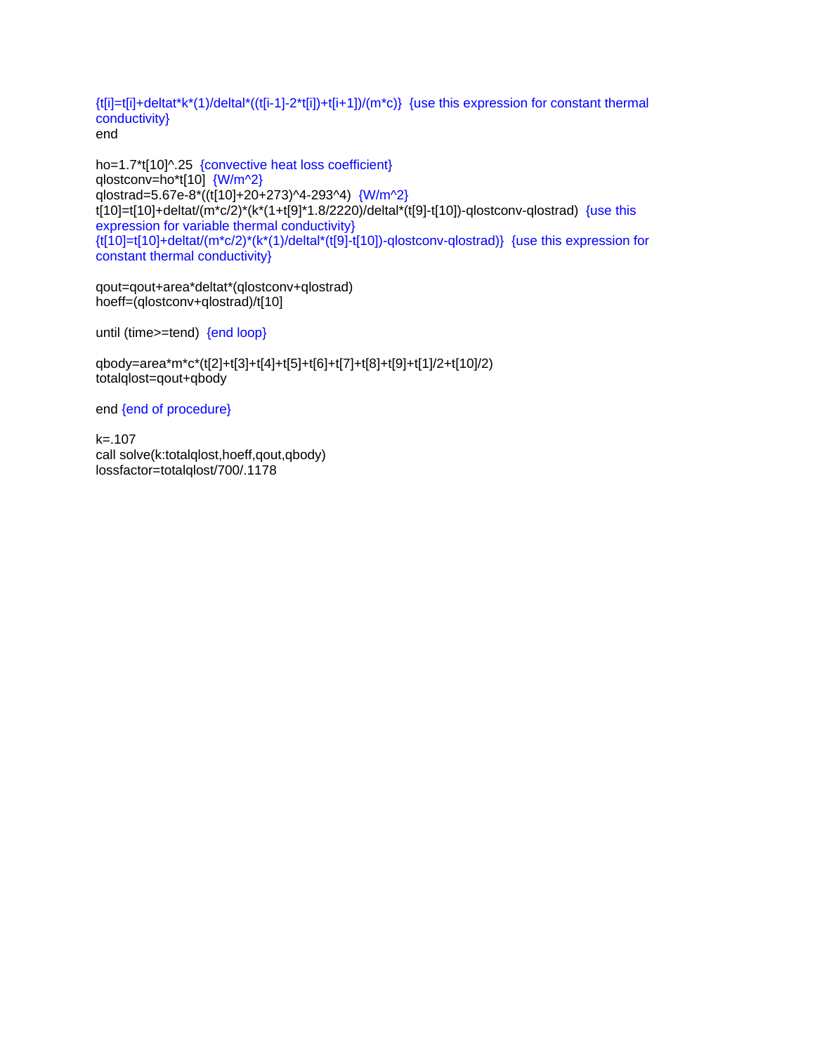```
{t[i]=t[i]+deltat*k*(1)/deltal*((t[i-1]-2*t[i])+t[i+1])/(m*c)}  {use this expression for constant thermal conductivity}
end

ho=1.7*t[10]^.25  {convective heat loss coefficient}
qlostconv=ho*t[10]  {W/m^2}
qlostrad=5.67e-8*((t[10]+20+273)^4-293^4)  {W/m^2}
t[10]=t[10]+deltat/(m*c/2)*(k*(1+t[9]*1.8/2220)/deltal*(t[9]-t[10])-qlostconv-qlostrad)  {use this expression for variable thermal conductivity}
{t[10]=t[10]+deltat/(m*c/2)*(k*(1)/deltal*(t[9]-t[10])-qlostconv-qlostrad)}  {use this expression for constant thermal conductivity}

qout=qout+area*deltat*(qlostconv+qlostrad)
hoeff=(qlostconv+qlostrad)/t[10]

until (time>=tend)  {end loop}

qbody=area*m*c*(t[2]+t[3]+t[4]+t[5]+t[6]+t[7]+t[8]+t[9]+t[1]/2+t[10]/2)
totalqlost=qout+qbody

end {end of procedure}

k=.107
call solve(k:totalqlost,hoeff,qout,qbody)
lossfactor=totalqlost/700/.1178
```